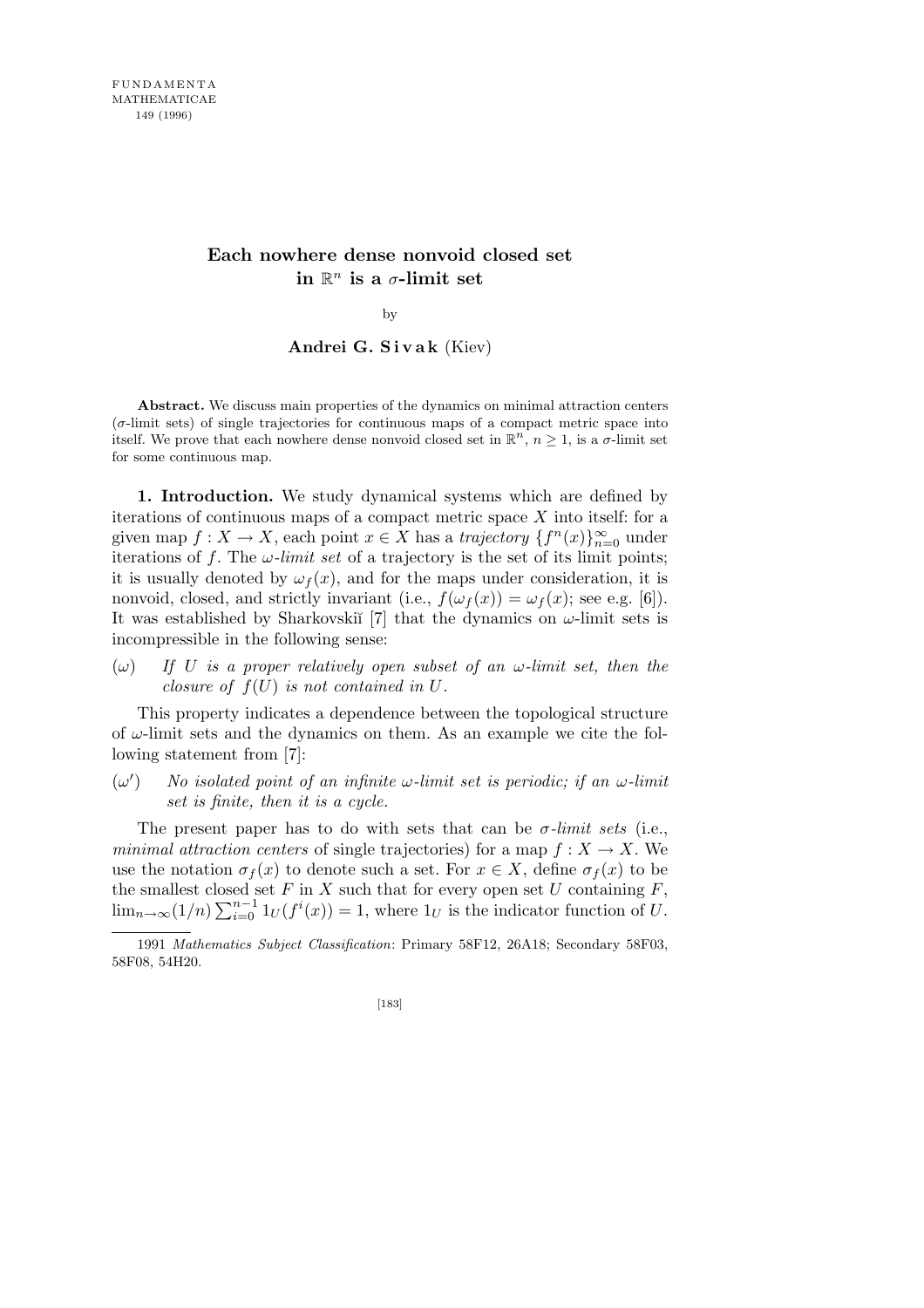# Each nowhere dense nonvoid closed set in $\mathbb{R}^n$ is a $\sigma$-limit set

by

**Andrei G. Sivak** (Kiev)

**Abstract.** We discuss main properties of the dynamics on minimal attraction centers ($\sigma$-limit sets) of single trajectories for continuous maps of a compact metric space into itself. We prove that each nowhere dense nonvoid closed set in $\mathbb{R}^n$, $n \geq 1$, is a $\sigma$-limit set for some continuous map.

**1. Introduction.** We study dynamical systems which are defined by iterations of continuous maps of a compact metric space $X$ into itself: for a given map $f : X \to X$, each point $x \in X$ has a *trajectory* $\{f^n(x)\}_{n=0}^{\infty}$ under iterations of $f$. The *$\omega$-limit set* of a trajectory is the set of its limit points; it is usually denoted by $\omega_f(x)$, and for the maps under consideration, it is nonvoid, closed, and strictly invariant (i.e., $f(\omega_f(x)) = \omega_f(x)$; see e.g. [6]). It was established by Sharkovskiĭ [7] that the dynamics on $\omega$-limit sets is incompressible in the following sense:

($\omega$) *If $U$ is a proper relatively open subset of an $\omega$-limit set, then the closure of $f(U)$ is not contained in $U$.*

This property indicates a dependence between the topological structure of $\omega$-limit sets and the dynamics on them. As an example we cite the following statement from [7]:

($\omega'$) *No isolated point of an infinite $\omega$-limit set is periodic; if an $\omega$-limit set is finite, then it is a cycle.*

The present paper has to do with sets that can be *$\sigma$-limit sets* (i.e., *minimal attraction centers* of single trajectories) for a map $f : X \to X$. We use the notation $\sigma_f(x)$ to denote such a set. For $x \in X$, define $\sigma_f(x)$ to be the smallest closed set $F$ in $X$ such that for every open set $U$ containing $F$, $\lim_{n\to\infty}(1/n)\sum_{i=0}^{n-1} 1_U(f^i(x)) = 1$, where $1_U$ is the indicator function of $U$.

1991 *Mathematics Subject Classification*: Primary 58F12, 26A18; Secondary 58F03, 58F08, 54H20.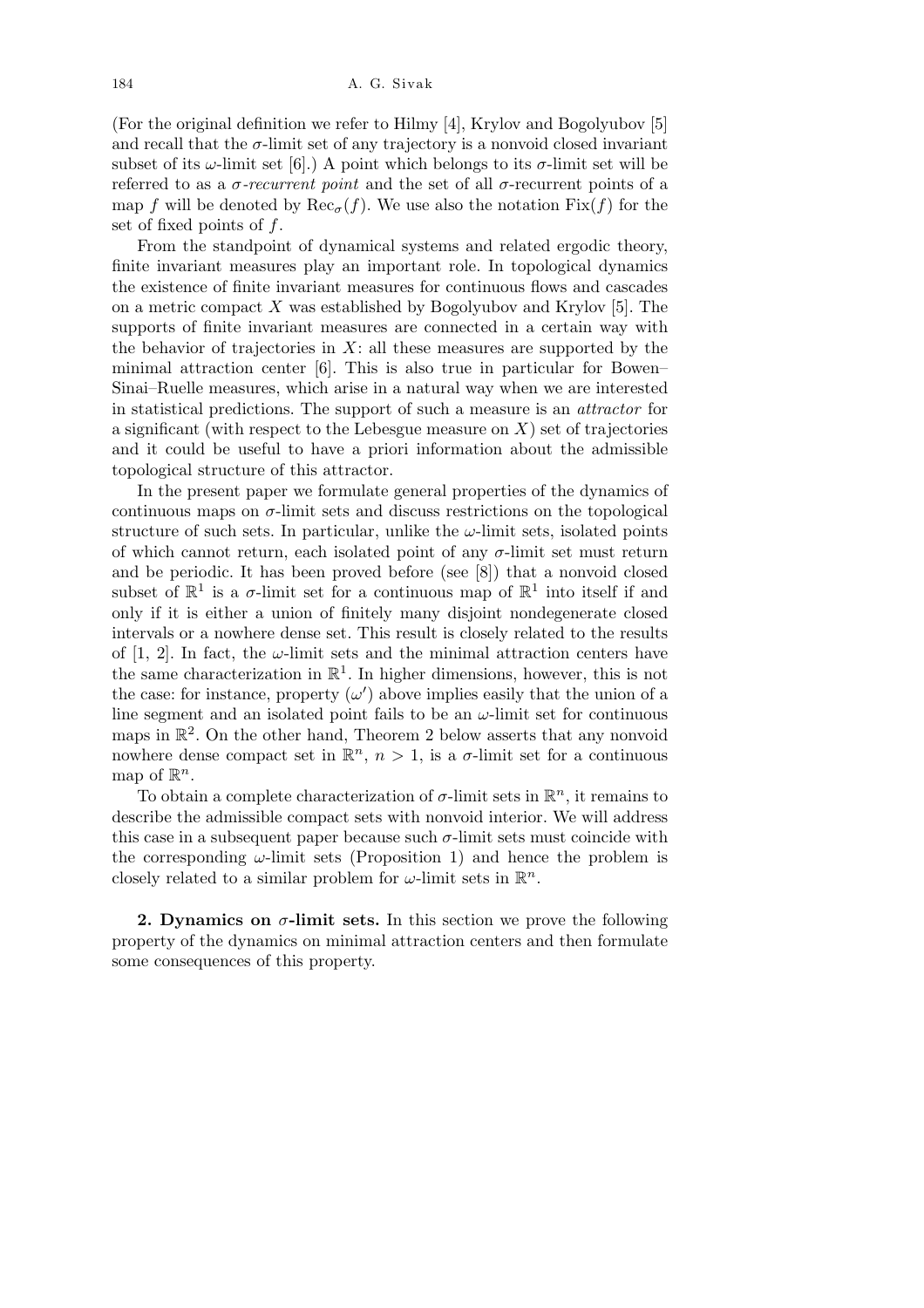(For the original definition we refer to Hilmy [4], Krylov and Bogolyubov [5] and recall that the $\sigma$-limit set of any trajectory is a nonvoid closed invariant subset of its $\omega$-limit set [6].) A point which belongs to its $\sigma$-limit set will be referred to as a *$\sigma$-recurrent point* and the set of all $\sigma$-recurrent points of a map $f$ will be denoted by $\mathrm{Rec}_\sigma(f)$. We use also the notation $\mathrm{Fix}(f)$ for the set of fixed points of $f$.

From the standpoint of dynamical systems and related ergodic theory, finite invariant measures play an important role. In topological dynamics the existence of finite invariant measures for continuous flows and cascades on a metric compact $X$ was established by Bogolyubov and Krylov [5]. The supports of finite invariant measures are connected in a certain way with the behavior of trajectories in $X$: all these measures are supported by the minimal attraction center [6]. This is also true in particular for Bowen–Sinai–Ruelle measures, which arise in a natural way when we are interested in statistical predictions. The support of such a measure is an *attractor* for a significant (with respect to the Lebesgue measure on $X$) set of trajectories and it could be useful to have a priori information about the admissible topological structure of this attractor.

In the present paper we formulate general properties of the dynamics of continuous maps on $\sigma$-limit sets and discuss restrictions on the topological structure of such sets. In particular, unlike the $\omega$-limit sets, isolated points of which cannot return, each isolated point of any $\sigma$-limit set must return and be periodic. It has been proved before (see [8]) that a nonvoid closed subset of $\mathbb{R}^1$ is a $\sigma$-limit set for a continuous map of $\mathbb{R}^1$ into itself if and only if it is either a union of finitely many disjoint nondegenerate closed intervals or a nowhere dense set. This result is closely related to the results of [1, 2]. In fact, the $\omega$-limit sets and the minimal attraction centers have the same characterization in $\mathbb{R}^1$. In higher dimensions, however, this is not the case: for instance, property $(\omega')$ above implies easily that the union of a line segment and an isolated point fails to be an $\omega$-limit set for continuous maps in $\mathbb{R}^2$. On the other hand, Theorem 2 below asserts that any nonvoid nowhere dense compact set in $\mathbb{R}^n$, $n > 1$, is a $\sigma$-limit set for a continuous map of $\mathbb{R}^n$.

To obtain a complete characterization of $\sigma$-limit sets in $\mathbb{R}^n$, it remains to describe the admissible compact sets with nonvoid interior. We will address this case in a subsequent paper because such $\sigma$-limit sets must coincide with the corresponding $\omega$-limit sets (Proposition 1) and hence the problem is closely related to a similar problem for $\omega$-limit sets in $\mathbb{R}^n$.

**2. Dynamics on $\sigma$-limit sets.** In this section we prove the following property of the dynamics on minimal attraction centers and then formulate some consequences of this property.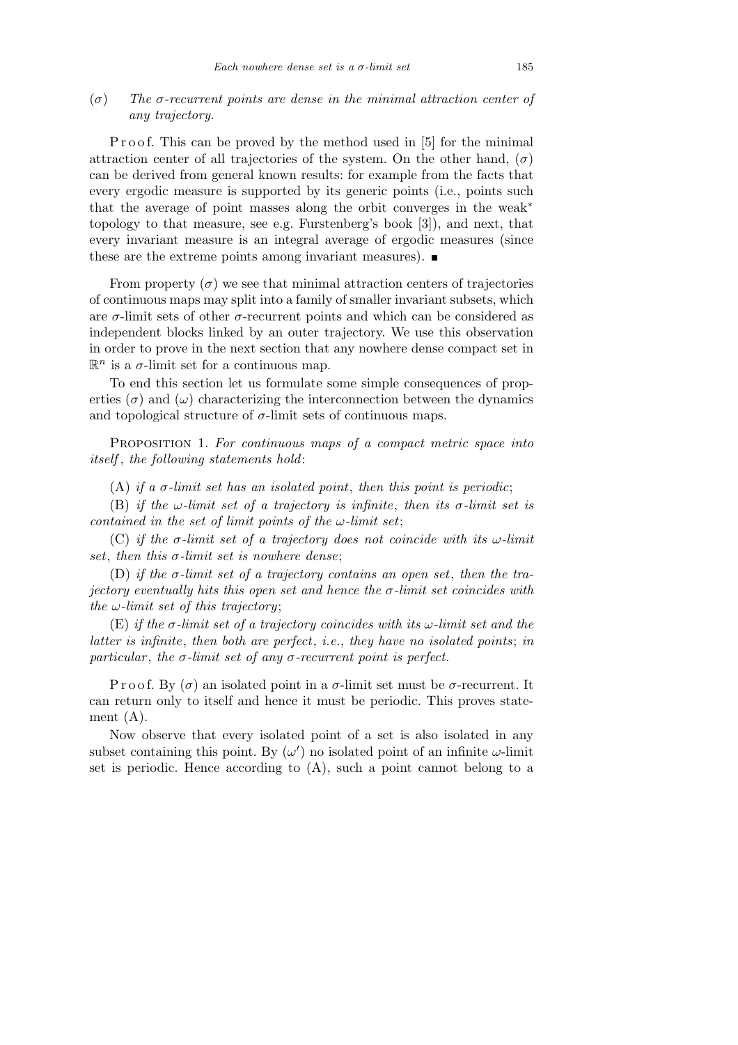($\sigma$) *The $\sigma$-recurrent points are dense in the minimal attraction center of any trajectory.*

Proof. This can be proved by the method used in [5] for the minimal attraction center of all trajectories of the system. On the other hand, ($\sigma$) can be derived from general known results: for example from the facts that every ergodic measure is supported by its generic points (i.e., points such that the average of point masses along the orbit converges in the weak$^*$ topology to that measure, see e.g. Furstenberg's book [3]), and next, that every invariant measure is an integral average of ergodic measures (since these are the extreme points among invariant measures). ■

From property ($\sigma$) we see that minimal attraction centers of trajectories of continuous maps may split into a family of smaller invariant subsets, which are $\sigma$-limit sets of other $\sigma$-recurrent points and which can be considered as independent blocks linked by an outer trajectory. We use this observation in order to prove in the next section that any nowhere dense compact set in $\mathbb{R}^n$ is a $\sigma$-limit set for a continuous map.

To end this section let us formulate some simple consequences of properties ($\sigma$) and ($\omega$) characterizing the interconnection between the dynamics and topological structure of $\sigma$-limit sets of continuous maps.

Proposition 1. *For continuous maps of a compact metric space into itself, the following statements hold*:

(A) *if a $\sigma$-limit set has an isolated point, then this point is periodic*;

(B) *if the $\omega$-limit set of a trajectory is infinite, then its $\sigma$-limit set is contained in the set of limit points of the $\omega$-limit set*;

(C) *if the $\sigma$-limit set of a trajectory does not coincide with its $\omega$-limit set, then this $\sigma$-limit set is nowhere dense*;

(D) *if the $\sigma$-limit set of a trajectory contains an open set, then the trajectory eventually hits this open set and hence the $\sigma$-limit set coincides with the $\omega$-limit set of this trajectory*;

(E) *if the $\sigma$-limit set of a trajectory coincides with its $\omega$-limit set and the latter is infinite, then both are perfect, i.e., they have no isolated points*; *in particular, the $\sigma$-limit set of any $\sigma$-recurrent point is perfect.*

Proof. By ($\sigma$) an isolated point in a $\sigma$-limit set must be $\sigma$-recurrent. It can return only to itself and hence it must be periodic. This proves statement (A).

Now observe that every isolated point of a set is also isolated in any subset containing this point. By ($\omega'$) no isolated point of an infinite $\omega$-limit set is periodic. Hence according to (A), such a point cannot belong to a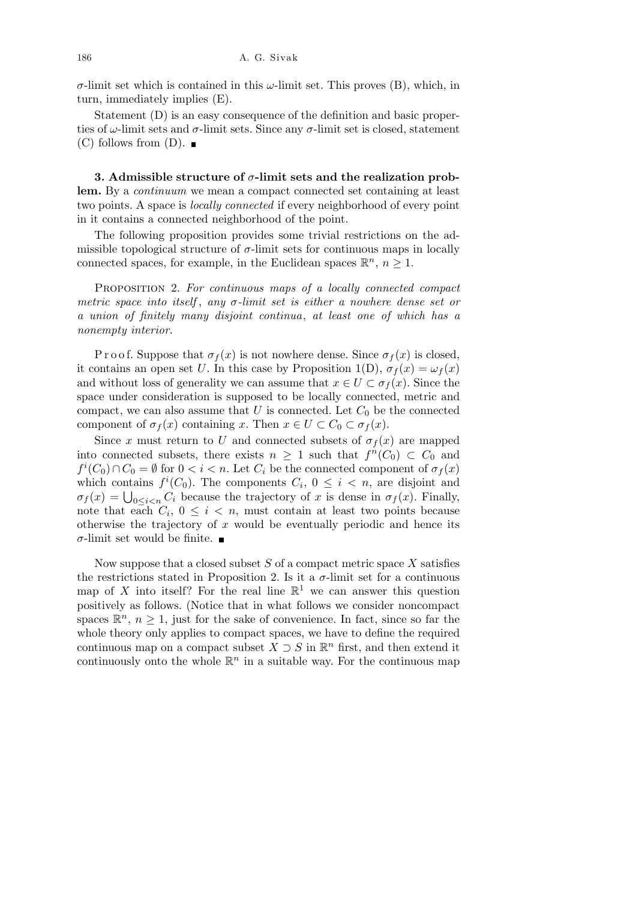$\sigma$-limit set which is contained in this $\omega$-limit set. This proves (B), which, in turn, immediately implies (E).

Statement (D) is an easy consequence of the definition and basic properties of $\omega$-limit sets and $\sigma$-limit sets. Since any $\sigma$-limit set is closed, statement (C) follows from (D). ■

**3. Admissible structure of $\sigma$-limit sets and the realization problem.** By a *continuum* we mean a compact connected set containing at least two points. A space is *locally connected* if every neighborhood of every point in it contains a connected neighborhood of the point.

The following proposition provides some trivial restrictions on the admissible topological structure of $\sigma$-limit sets for continuous maps in locally connected spaces, for example, in the Euclidean spaces $\mathbb{R}^n$, $n \geq 1$.

PROPOSITION 2. *For continuous maps of a locally connected compact metric space into itself, any $\sigma$-limit set is either a nowhere dense set or a union of finitely many disjoint continua, at least one of which has a nonempty interior.*

Proof. Suppose that $\sigma_f(x)$ is not nowhere dense. Since $\sigma_f(x)$ is closed, it contains an open set $U$. In this case by Proposition 1(D), $\sigma_f(x) = \omega_f(x)$ and without loss of generality we can assume that $x \in U \subset \sigma_f(x)$. Since the space under consideration is supposed to be locally connected, metric and compact, we can also assume that $U$ is connected. Let $C_0$ be the connected component of $\sigma_f(x)$ containing $x$. Then $x \in U \subset C_0 \subset \sigma_f(x)$.

Since $x$ must return to $U$ and connected subsets of $\sigma_f(x)$ are mapped into connected subsets, there exists $n \geq 1$ such that $f^n(C_0) \subset C_0$ and $f^i(C_0) \cap C_0 = \emptyset$ for $0 < i < n$. Let $C_i$ be the connected component of $\sigma_f(x)$ which contains $f^i(C_0)$. The components $C_i$, $0 \leq i < n$, are disjoint and $\sigma_f(x) = \bigcup_{0 \leq i < n} C_i$ because the trajectory of $x$ is dense in $\sigma_f(x)$. Finally, note that each $C_i$, $0 \leq i < n$, must contain at least two points because otherwise the trajectory of $x$ would be eventually periodic and hence its $\sigma$-limit set would be finite. ■

Now suppose that a closed subset $S$ of a compact metric space $X$ satisfies the restrictions stated in Proposition 2. Is it a $\sigma$-limit set for a continuous map of $X$ into itself? For the real line $\mathbb{R}^1$ we can answer this question positively as follows. (Notice that in what follows we consider noncompact spaces $\mathbb{R}^n$, $n \geq 1$, just for the sake of convenience. In fact, since so far the whole theory only applies to compact spaces, we have to define the required continuous map on a compact subset $X \supset S$ in $\mathbb{R}^n$ first, and then extend it continuously onto the whole $\mathbb{R}^n$ in a suitable way. For the continuous map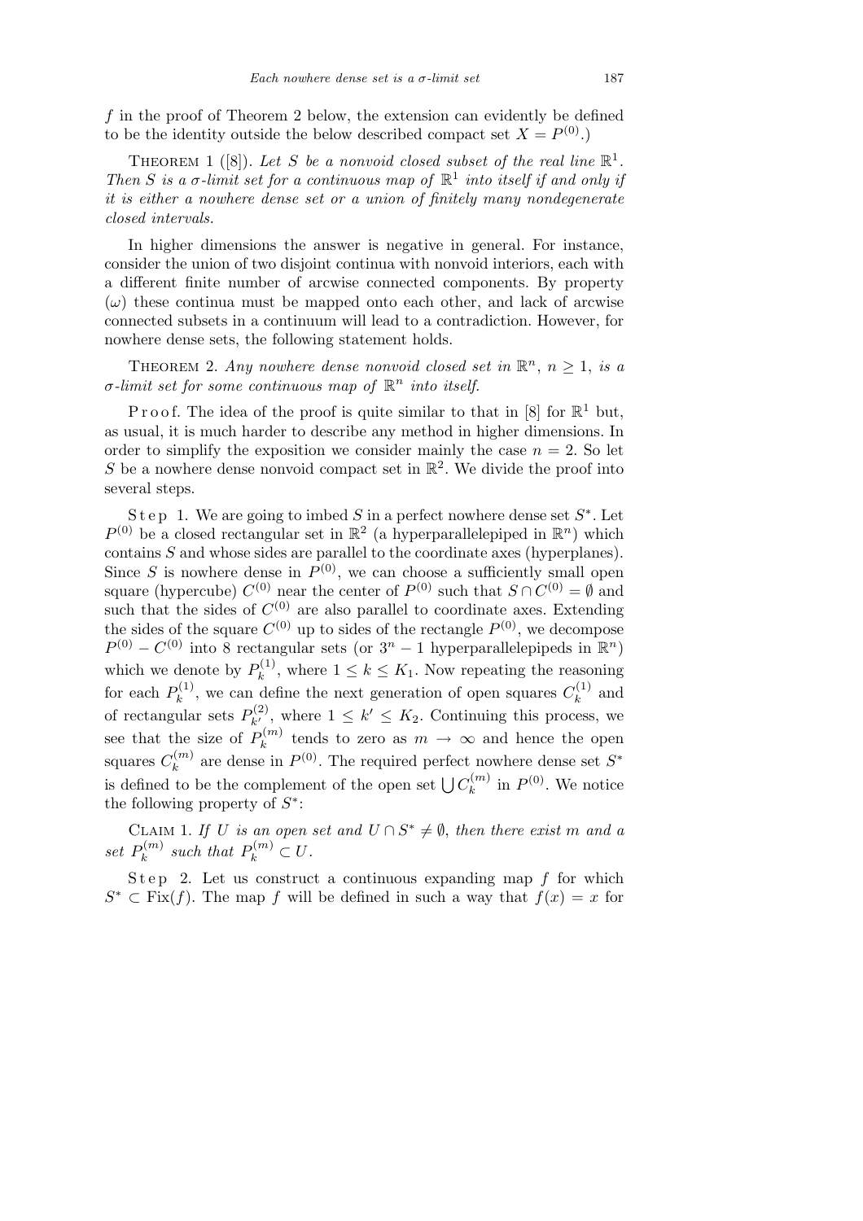$f$ in the proof of Theorem 2 below, the extension can evidently be defined to be the identity outside the below described compact set $X = P^{(0)}$.)

THEOREM 1 ([8]). *Let $S$ be a nonvoid closed subset of the real line $\mathbb{R}^1$. Then $S$ is a $\sigma$-limit set for a continuous map of $\mathbb{R}^1$ into itself if and only if it is either a nowhere dense set or a union of finitely many nondegenerate closed intervals.*

In higher dimensions the answer is negative in general. For instance, consider the union of two disjoint continua with nonvoid interiors, each with a different finite number of arcwise connected components. By property ($\omega$) these continua must be mapped onto each other, and lack of arcwise connected subsets in a continuum will lead to a contradiction. However, for nowhere dense sets, the following statement holds.

THEOREM 2. *Any nowhere dense nonvoid closed set in $\mathbb{R}^n$, $n \geq 1$, is a $\sigma$-limit set for some continuous map of $\mathbb{R}^n$ into itself.*

Proof. The idea of the proof is quite similar to that in [8] for $\mathbb{R}^1$ but, as usual, it is much harder to describe any method in higher dimensions. In order to simplify the exposition we consider mainly the case $n = 2$. So let $S$ be a nowhere dense nonvoid compact set in $\mathbb{R}^2$. We divide the proof into several steps.

Step 1. We are going to imbed $S$ in a perfect nowhere dense set $S^*$. Let $P^{(0)}$ be a closed rectangular set in $\mathbb{R}^2$ (a hyperparallelepiped in $\mathbb{R}^n$) which contains $S$ and whose sides are parallel to the coordinate axes (hyperplanes). Since $S$ is nowhere dense in $P^{(0)}$, we can choose a sufficiently small open square (hypercube) $C^{(0)}$ near the center of $P^{(0)}$ such that $S \cap C^{(0)} = \emptyset$ and such that the sides of $C^{(0)}$ are also parallel to coordinate axes. Extending the sides of the square $C^{(0)}$ up to sides of the rectangle $P^{(0)}$, we decompose $P^{(0)} - C^{(0)}$ into 8 rectangular sets (or $3^n - 1$ hyperparallelepipeds in $\mathbb{R}^n$) which we denote by $P_k^{(1)}$, where $1 \leq k \leq K_1$. Now repeating the reasoning for each $P_k^{(1)}$, we can define the next generation of open squares $C_k^{(1)}$ and of rectangular sets $P_{k'}^{(2)}$, where $1 \leq k' \leq K_2$. Continuing this process, we see that the size of $P_k^{(m)}$ tends to zero as $m \to \infty$ and hence the open squares $C_k^{(m)}$ are dense in $P^{(0)}$. The required perfect nowhere dense set $S^*$ is defined to be the complement of the open set $\bigcup C_k^{(m)}$ in $P^{(0)}$. We notice the following property of $S^*$:

CLAIM 1. *If $U$ is an open set and $U \cap S^* \neq \emptyset$, then there exist $m$ and a set $P_k^{(m)}$ such that $P_k^{(m)} \subset U$.*

Step 2. Let us construct a continuous expanding map $f$ for which $S^* \subset \mathrm{Fix}(f)$. The map $f$ will be defined in such a way that $f(x) = x$ for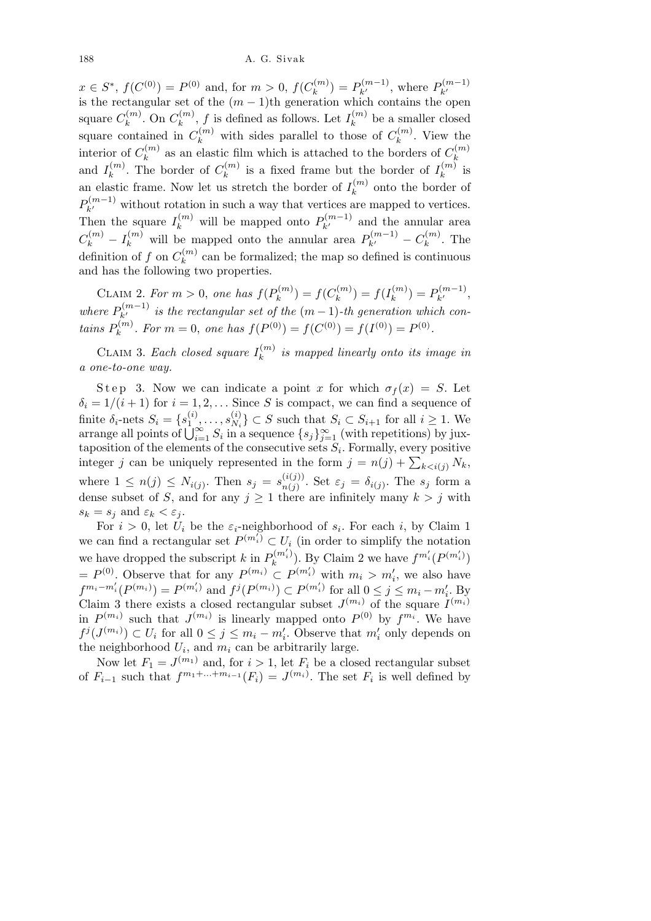$x \in S^*$, $f(C^{(0)}) = P^{(0)}$ and, for $m > 0$, $f(C_k^{(m)}) = P_{k'}^{(m-1)}$, where $P_{k'}^{(m-1)}$ is the rectangular set of the $(m-1)$th generation which contains the open square $C_k^{(m)}$. On $C_k^{(m)}$, $f$ is defined as follows. Let $I_k^{(m)}$ be a smaller closed square contained in $C_k^{(m)}$ with sides parallel to those of $C_k^{(m)}$. View the interior of $C_k^{(m)}$ as an elastic film which is attached to the borders of $C_k^{(m)}$ and $I_k^{(m)}$. The border of $C_k^{(m)}$ is a fixed frame but the border of $I_k^{(m)}$ is an elastic frame. Now let us stretch the border of $I_k^{(m)}$ onto the border of $P_{k'}^{(m-1)}$ without rotation in such a way that vertices are mapped to vertices. Then the square $I_k^{(m)}$ will be mapped onto $P_{k'}^{(m-1)}$ and the annular area $C_k^{(m)} - I_k^{(m)}$ will be mapped onto the annular area $P_{k'}^{(m-1)} - C_k^{(m)}$. The definition of $f$ on $C_k^{(m)}$ can be formalized; the map so defined is continuous and has the following two properties.

Claim 2. *For $m > 0$, one has $f(P_k^{(m)}) = f(C_k^{(m)}) = f(I_k^{(m)}) = P_{k'}^{(m-1)}$, where $P_{k'}^{(m-1)}$ is the rectangular set of the $(m-1)$-th generation which contains $P_k^{(m)}$. For $m = 0$, one has $f(P^{(0)}) = f(C^{(0)}) = f(I^{(0)}) = P^{(0)}$.*

Claim 3. *Each closed square $I_k^{(m)}$ is mapped linearly onto its image in a one-to-one way.*

Step 3. Now we can indicate a point $x$ for which $\sigma_f(x) = S$. Let $\delta_i = 1/(i+1)$ for $i = 1, 2, \ldots$ Since $S$ is compact, we can find a sequence of finite $\delta_i$-nets $S_i = \{s_1^{(i)}, \ldots, s_{N_i}^{(i)}\} \subset S$ such that $S_i \subset S_{i+1}$ for all $i \geq 1$. We arrange all points of $\bigcup_{i=1}^{\infty} S_i$ in a sequence $\{s_j\}_{j=1}^{\infty}$ (with repetitions) by juxtaposition of the elements of the consecutive sets $S_i$. Formally, every positive integer $j$ can be uniquely represented in the form $j = n(j) + \sum_{k<i(j)} N_k$, where $1 \leq n(j) \leq N_{i(j)}$. Then $s_j = s_{n(j)}^{(i(j))}$. Set $\varepsilon_j = \delta_{i(j)}$. The $s_j$ form a dense subset of $S$, and for any $j \geq 1$ there are infinitely many $k > j$ with $s_k = s_j$ and $\varepsilon_k < \varepsilon_j$.

For $i > 0$, let $U_i$ be the $\varepsilon_i$-neighborhood of $s_i$. For each $i$, by Claim 1 we can find a rectangular set $P^{(m_i')} \subset U_i$ (in order to simplify the notation we have dropped the subscript $k$ in $P_k^{(m_i')}$). By Claim 2 we have $f^{m_i'}(P^{(m_i')}) = P^{(0)}$. Observe that for any $P^{(m_i)} \subset P^{(m_i')}$ with $m_i > m_i'$, we also have $f^{m_i - m_i'}(P^{(m_i)}) = P^{(m_i')}$ and $f^j(P^{(m_i)}) \subset P^{(m_i')}$ for all $0 \leq j \leq m_i - m_i'$. By Claim 3 there exists a closed rectangular subset $J^{(m_i)}$ of the square $I^{(m_i)}$ in $P^{(m_i)}$ such that $J^{(m_i)}$ is linearly mapped onto $P^{(0)}$ by $f^{m_i}$. We have $f^j(J^{(m_i)}) \subset U_i$ for all $0 \leq j \leq m_i - m_i'$. Observe that $m_i'$ only depends on the neighborhood $U_i$, and $m_i$ can be arbitrarily large.

Now let $F_1 = J^{(m_1)}$ and, for $i > 1$, let $F_i$ be a closed rectangular subset of $F_{i-1}$ such that $f^{m_1 + \ldots + m_{i-1}}(F_i) = J^{(m_i)}$. The set $F_i$ is well defined by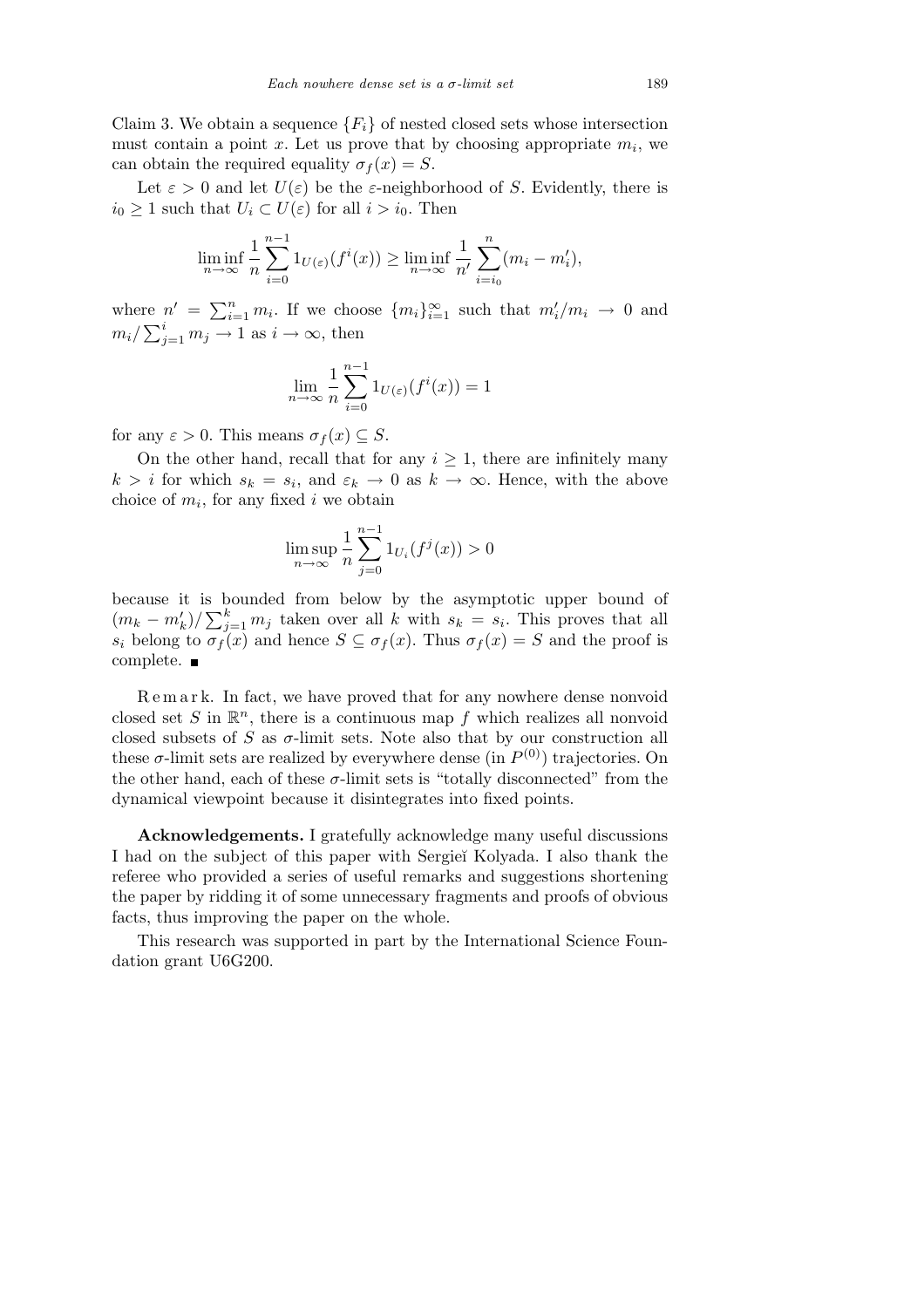Claim 3. We obtain a sequence $\{F_i\}$ of nested closed sets whose intersection must contain a point $x$. Let us prove that by choosing appropriate $m_i$, we can obtain the required equality $\sigma_f(x) = S$.

Let $\varepsilon > 0$ and let $U(\varepsilon)$ be the $\varepsilon$-neighborhood of $S$. Evidently, there is $i_0 \geq 1$ such that $U_i \subset U(\varepsilon)$ for all $i > i_0$. Then

$$\liminf_{n\to\infty} \frac{1}{n}\sum_{i=0}^{n-1} 1_{U(\varepsilon)}(f^i(x)) \geq \liminf_{n\to\infty} \frac{1}{n'}\sum_{i=i_0}^{n}(m_i - m_i'),$$

where $n' = \sum_{i=1}^{n} m_i$. If we choose $\{m_i\}_{i=1}^{\infty}$ such that $m_i'/m_i \to 0$ and $m_i/\sum_{j=1}^{i} m_j \to 1$ as $i \to \infty$, then

$$\lim_{n\to\infty} \frac{1}{n}\sum_{i=0}^{n-1} 1_{U(\varepsilon)}(f^i(x)) = 1$$

for any $\varepsilon > 0$. This means $\sigma_f(x) \subseteq S$.

On the other hand, recall that for any $i \geq 1$, there are infinitely many $k > i$ for which $s_k = s_i$, and $\varepsilon_k \to 0$ as $k \to \infty$. Hence, with the above choice of $m_i$, for any fixed $i$ we obtain

$$\limsup_{n\to\infty} \frac{1}{n}\sum_{j=0}^{n-1} 1_{U_i}(f^j(x)) > 0$$

because it is bounded from below by the asymptotic upper bound of $(m_k - m_k')/\sum_{j=1}^{k} m_j$ taken over all $k$ with $s_k = s_i$. This proves that all $s_i$ belong to $\sigma_f(x)$ and hence $S \subseteq \sigma_f(x)$. Thus $\sigma_f(x) = S$ and the proof is complete. ∎

Remark. In fact, we have proved that for any nowhere dense nonvoid closed set $S$ in $\mathbb{R}^n$, there is a continuous map $f$ which realizes all nonvoid closed subsets of $S$ as $\sigma$-limit sets. Note also that by our construction all these $\sigma$-limit sets are realized by everywhere dense (in $P^{(0)}$) trajectories. On the other hand, each of these $\sigma$-limit sets is "totally disconnected" from the dynamical viewpoint because it disintegrates into fixed points.

**Acknowledgements.** I gratefully acknowledge many useful discussions I had on the subject of this paper with Sergieĭ Kolyada. I also thank the referee who provided a series of useful remarks and suggestions shortening the paper by ridding it of some unnecessary fragments and proofs of obvious facts, thus improving the paper on the whole.

This research was supported in part by the International Science Foundation grant U6G200.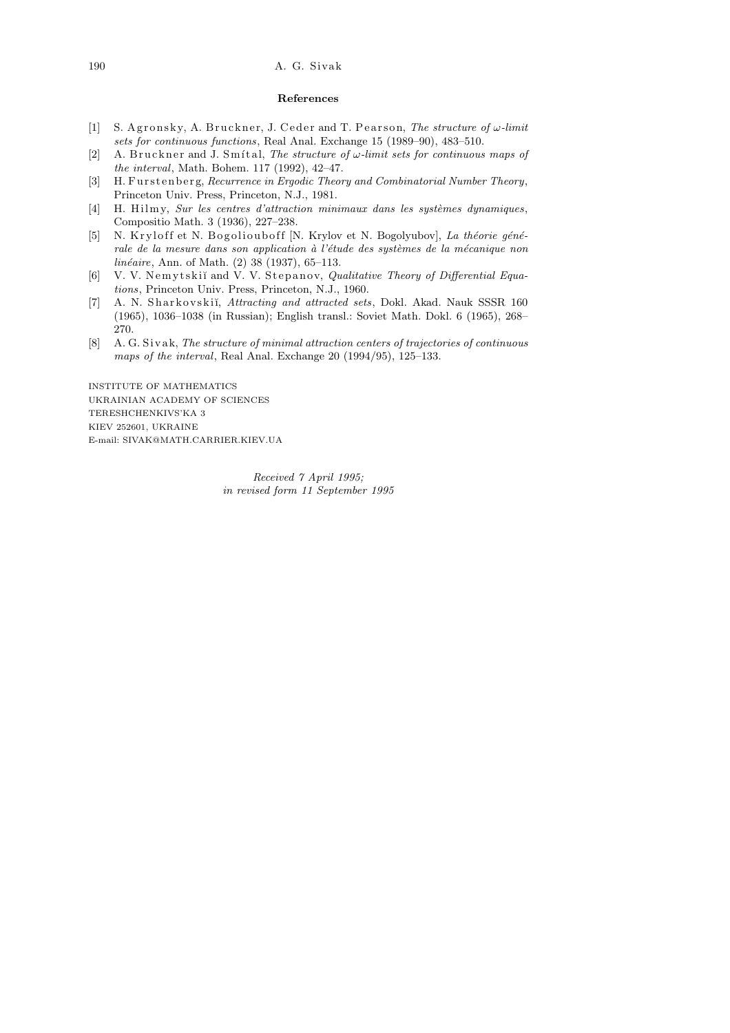## References

[1] S. Agronsky, A. Bruckner, J. Ceder and T. Pearson, *The structure of $\omega$-limit sets for continuous functions*, Real Anal. Exchange 15 (1989–90), 483–510.

[2] A. Bruckner and J. Smítal, *The structure of $\omega$-limit sets for continuous maps of the interval*, Math. Bohem. 117 (1992), 42–47.

[3] H. Furstenberg, *Recurrence in Ergodic Theory and Combinatorial Number Theory*, Princeton Univ. Press, Princeton, N.J., 1981.

[4] H. Hilmy, *Sur les centres d'attraction minimaux dans les systèmes dynamiques*, Compositio Math. 3 (1936), 227–238.

[5] N. Kryloff et N. Bogoliouboff [N. Krylov et N. Bogolyubov], *La théorie générale de la mesure dans son application à l'étude des systèmes de la mécanique non linéaire*, Ann. of Math. (2) 38 (1937), 65–113.

[6] V. V. Nemytskiĭ and V. V. Stepanov, *Qualitative Theory of Differential Equations*, Princeton Univ. Press, Princeton, N.J., 1960.

[7] A. N. Sharkovskiĭ, *Attracting and attracted sets*, Dokl. Akad. Nauk SSSR 160 (1965), 1036–1038 (in Russian); English transl.: Soviet Math. Dokl. 6 (1965), 268–270.

[8] A. G. Sivak, *The structure of minimal attraction centers of trajectories of continuous maps of the interval*, Real Anal. Exchange 20 (1994/95), 125–133.

INSTITUTE OF MATHEMATICS
UKRAINIAN ACADEMY OF SCIENCES
TERESHCHENKIVS'KA 3
KIEV 252601, UKRAINE
E-mail: SIVAK@MATH.CARRIER.KIEV.UA

*Received 7 April 1995;*
*in revised form 11 September 1995*